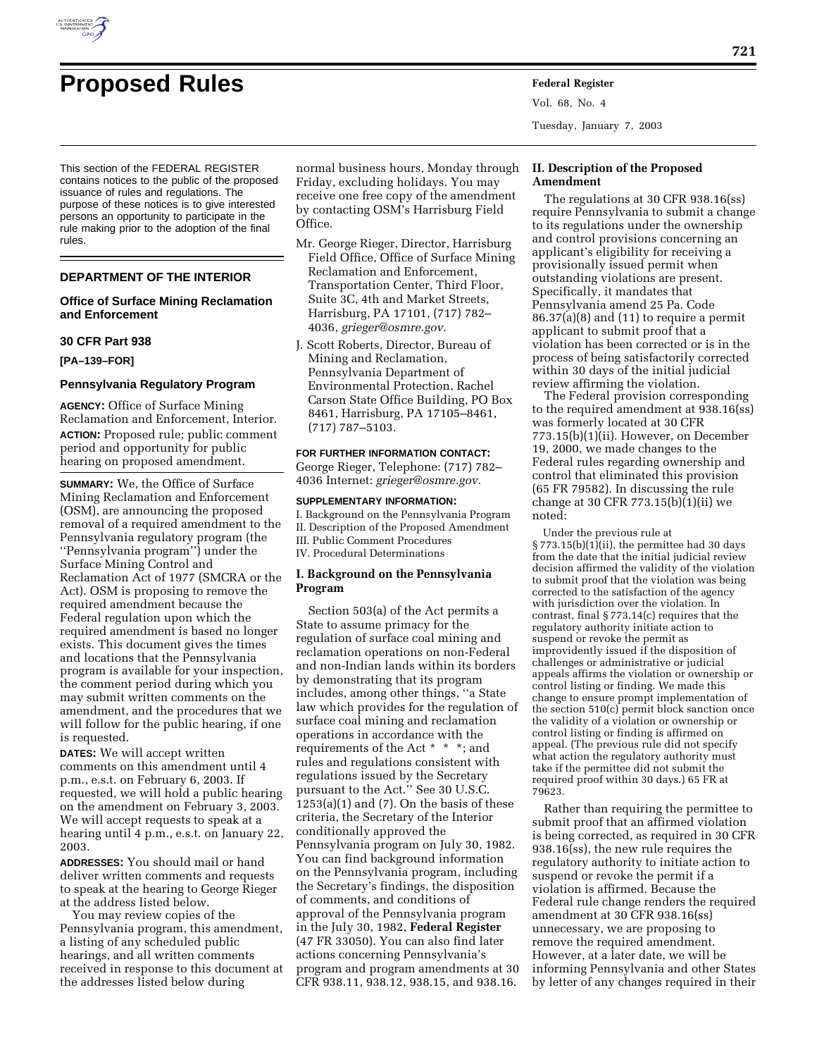# Proposed Rules

This section of the FEDERAL REGISTER contains notices to the public of the proposed issuance of rules and regulations. The purpose of these notices is to give interested persons an opportunity to participate in the rule making prior to the adoption of the final rules.

## DEPARTMENT OF THE INTERIOR

### Office of Surface Mining Reclamation and Enforcement

### 30 CFR Part 938

**[PA–139–FOR]**

### Pennsylvania Regulatory Program

**AGENCY:** Office of Surface Mining Reclamation and Enforcement, Interior.

**ACTION:** Proposed rule; public comment period and opportunity for public hearing on proposed amendment.

**SUMMARY:** We, the Office of Surface Mining Reclamation and Enforcement (OSM), are announcing the proposed removal of a required amendment to the Pennsylvania regulatory program (the ''Pennsylvania program'') under the Surface Mining Control and Reclamation Act of 1977 (SMCRA or the Act). OSM is proposing to remove the required amendment because the Federal regulation upon which the required amendment is based no longer exists. This document gives the times and locations that the Pennsylvania program is available for your inspection, the comment period during which you may submit written comments on the amendment, and the procedures that we will follow for the public hearing, if one is requested.

**DATES:** We will accept written comments on this amendment until 4 p.m., e.s.t. on February 6, 2003. If requested, we will hold a public hearing on the amendment on February 3, 2003. We will accept requests to speak at a hearing until 4 p.m., e.s.t. on January 22, 2003.

**ADDRESSES:** You should mail or hand deliver written comments and requests to speak at the hearing to George Rieger at the address listed below.

You may review copies of the Pennsylvania program, this amendment, a listing of any scheduled public hearings, and all written comments received in response to this document at the addresses listed below during normal business hours, Monday through Friday, excluding holidays. You may receive one free copy of the amendment by contacting OSM's Harrisburg Field Office.

- Mr. George Rieger, Director, Harrisburg Field Office, Office of Surface Mining Reclamation and Enforcement, Transportation Center, Third Floor, Suite 3C, 4th and Market Streets, Harrisburg, PA 17101, (717) 782–4036, *grieger@osmre.gov.*
- J. Scott Roberts, Director, Bureau of Mining and Reclamation, Pennsylvania Department of Environmental Protection, Rachel Carson State Office Building, PO Box 8461, Harrisburg, PA 17105–8461, (717) 787–5103.

**FOR FURTHER INFORMATION CONTACT:** George Rieger, Telephone: (717) 782–4036 Internet: *grieger@osmre.gov.*

**SUPPLEMENTARY INFORMATION:**

I. Background on the Pennsylvania Program
II. Description of the Proposed Amendment
III. Public Comment Procedures
IV. Procedural Determinations

## I. Background on the Pennsylvania Program

Section 503(a) of the Act permits a State to assume primacy for the regulation of surface coal mining and reclamation operations on non-Federal and non-Indian lands within its borders by demonstrating that its program includes, among other things, ''a State law which provides for the regulation of surface coal mining and reclamation operations in accordance with the requirements of the Act * * *; and rules and regulations consistent with regulations issued by the Secretary pursuant to the Act.'' See 30 U.S.C. 1253(a)(1) and (7). On the basis of these criteria, the Secretary of the Interior conditionally approved the Pennsylvania program on July 30, 1982. You can find background information on the Pennsylvania program, including the Secretary's findings, the disposition of comments, and conditions of approval of the Pennsylvania program in the July 30, 1982, **Federal Register** (47 FR 33050). You can also find later actions concerning Pennsylvania's program and program amendments at 30 CFR 938.11, 938.12, 938.15, and 938.16.

## II. Description of the Proposed Amendment

The regulations at 30 CFR 938.16(ss) require Pennsylvania to submit a change to its regulations under the ownership and control provisions concerning an applicant's eligibility for receiving a provisionally issued permit when outstanding violations are present. Specifically, it mandates that Pennsylvania amend 25 Pa. Code 86.37(a)(8) and (11) to require a permit applicant to submit proof that a violation has been corrected or is in the process of being satisfactorily corrected within 30 days of the initial judicial review affirming the violation.

The Federal provision corresponding to the required amendment at 938.16(ss) was formerly located at 30 CFR 773.15(b)(1)(ii). However, on December 19, 2000, we made changes to the Federal rules regarding ownership and control that eliminated this provision (65 FR 79582). In discussing the rule change at 30 CFR 773.15(b)(1)(ii) we noted:

> Under the previous rule at § 773.15(b)(1)(ii), the permittee had 30 days from the date that the initial judicial review decision affirmed the validity of the violation to submit proof that the violation was being corrected to the satisfaction of the agency with jurisdiction over the violation. In contrast, final § 773.14(c) requires that the regulatory authority initiate action to suspend or revoke the permit as improvidently issued if the disposition of challenges or administrative or judicial appeals affirms the violation or ownership or control listing or finding. We made this change to ensure prompt implementation of the section 510(c) permit block sanction once the validity of a violation or ownership or control listing or finding is affirmed on appeal. (The previous rule did not specify what action the regulatory authority must take if the permittee did not submit the required proof within 30 days.) 65 FR at 79623.

Rather than requiring the permittee to submit proof that an affirmed violation is being corrected, as required in 30 CFR 938.16(ss), the new rule requires the regulatory authority to initiate action to suspend or revoke the permit if a violation is affirmed. Because the Federal rule change renders the required amendment at 30 CFR 938.16(ss) unnecessary, we are proposing to remove the required amendment. However, at a later date, we will be informing Pennsylvania and other States by letter of any changes required in their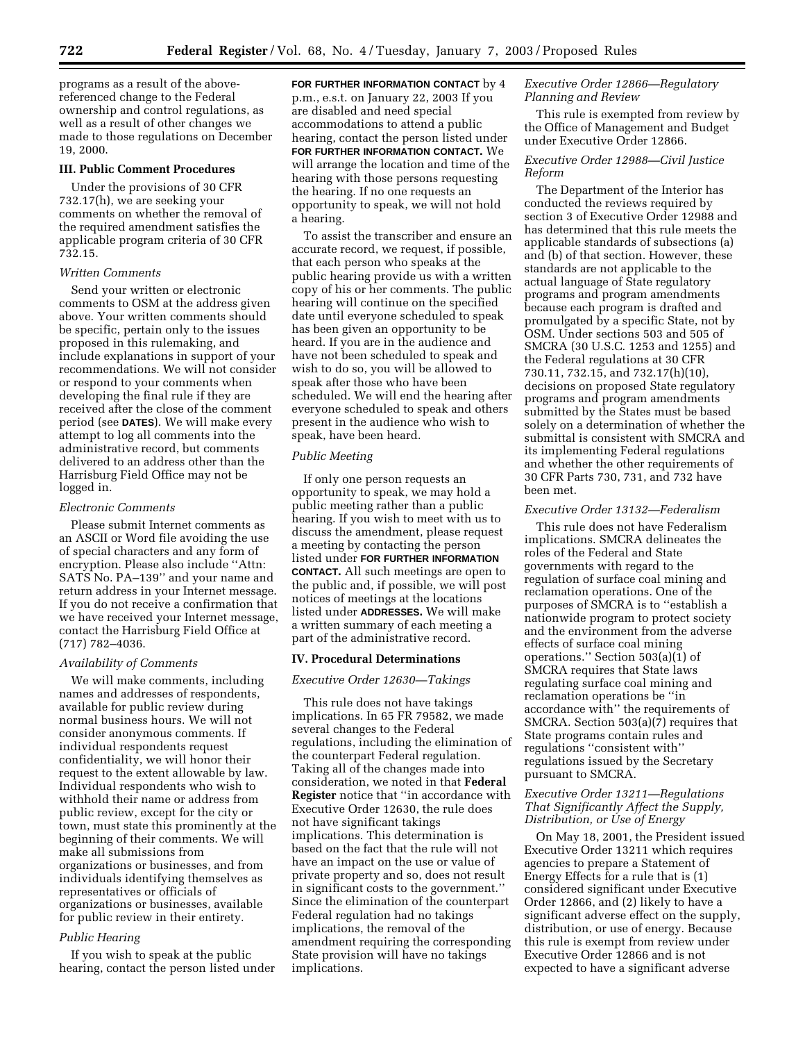programs as a result of the above-referenced change to the Federal ownership and control regulations, as well as a result of other changes we made to those regulations on December 19, 2000.

### III. Public Comment Procedures

Under the provisions of 30 CFR 732.17(h), we are seeking your comments on whether the removal of the required amendment satisfies the applicable program criteria of 30 CFR 732.15.

#### *Written Comments*

Send your written or electronic comments to OSM at the address given above. Your written comments should be specific, pertain only to the issues proposed in this rulemaking, and include explanations in support of your recommendations. We will not consider or respond to your comments when developing the final rule if they are received after the close of the comment period (see **DATES**). We will make every attempt to log all comments into the administrative record, but comments delivered to an address other than the Harrisburg Field Office may not be logged in.

#### *Electronic Comments*

Please submit Internet comments as an ASCII or Word file avoiding the use of special characters and any form of encryption. Please also include ''Attn: SATS No. PA–139'' and your name and return address in your Internet message. If you do not receive a confirmation that we have received your Internet message, contact the Harrisburg Field Office at (717) 782–4036.

#### *Availability of Comments*

We will make comments, including names and addresses of respondents, available for public review during normal business hours. We will not consider anonymous comments. If individual respondents request confidentiality, we will honor their request to the extent allowable by law. Individual respondents who wish to withhold their name or address from public review, except for the city or town, must state this prominently at the beginning of their comments. We will make all submissions from organizations or businesses, and from individuals identifying themselves as representatives or officials of organizations or businesses, available for public review in their entirety.

#### *Public Hearing*

If you wish to speak at the public hearing, contact the person listed under **FOR FURTHER INFORMATION CONTACT** by 4 p.m., e.s.t. on January 22, 2003 If you are disabled and need special accommodations to attend a public hearing, contact the person listed under **FOR FURTHER INFORMATION CONTACT.** We will arrange the location and time of the hearing with those persons requesting the hearing. If no one requests an opportunity to speak, we will not hold a hearing.

To assist the transcriber and ensure an accurate record, we request, if possible, that each person who speaks at the public hearing provide us with a written copy of his or her comments. The public hearing will continue on the specified date until everyone scheduled to speak has been given an opportunity to be heard. If you are in the audience and have not been scheduled to speak and wish to do so, you will be allowed to speak after those who have been scheduled. We will end the hearing after everyone scheduled to speak and others present in the audience who wish to speak, have been heard.

#### *Public Meeting*

If only one person requests an opportunity to speak, we may hold a public meeting rather than a public hearing. If you wish to meet with us to discuss the amendment, please request a meeting by contacting the person listed under **FOR FURTHER INFORMATION CONTACT.** All such meetings are open to the public and, if possible, we will post notices of meetings at the locations listed under **ADDRESSES.** We will make a written summary of each meeting a part of the administrative record.

### IV. Procedural Determinations

#### *Executive Order 12630—Takings*

This rule does not have takings implications. In 65 FR 79582, we made several changes to the Federal regulations, including the elimination of the counterpart Federal regulation. Taking all of the changes made into consideration, we noted in that **Federal Register** notice that ''in accordance with Executive Order 12630, the rule does not have significant takings implications. This determination is based on the fact that the rule will not have an impact on the use or value of private property and so, does not result in significant costs to the government.'' Since the elimination of the counterpart Federal regulation had no takings implications, the removal of the amendment requiring the corresponding State provision will have no takings implications.

#### *Executive Order 12866—Regulatory Planning and Review*

This rule is exempted from review by the Office of Management and Budget under Executive Order 12866.

#### *Executive Order 12988—Civil Justice Reform*

The Department of the Interior has conducted the reviews required by section 3 of Executive Order 12988 and has determined that this rule meets the applicable standards of subsections (a) and (b) of that section. However, these standards are not applicable to the actual language of State regulatory programs and program amendments because each program is drafted and promulgated by a specific State, not by OSM. Under sections 503 and 505 of SMCRA (30 U.S.C. 1253 and 1255) and the Federal regulations at 30 CFR 730.11, 732.15, and 732.17(h)(10), decisions on proposed State regulatory programs and program amendments submitted by the States must be based solely on a determination of whether the submittal is consistent with SMCRA and its implementing Federal regulations and whether the other requirements of 30 CFR Parts 730, 731, and 732 have been met.

#### *Executive Order 13132—Federalism*

This rule does not have Federalism implications. SMCRA delineates the roles of the Federal and State governments with regard to the regulation of surface coal mining and reclamation operations. One of the purposes of SMCRA is to ''establish a nationwide program to protect society and the environment from the adverse effects of surface coal mining operations.'' Section 503(a)(1) of SMCRA requires that State laws regulating surface coal mining and reclamation operations be ''in accordance with'' the requirements of SMCRA. Section 503(a)(7) requires that State programs contain rules and regulations ''consistent with'' regulations issued by the Secretary pursuant to SMCRA.

#### *Executive Order 13211—Regulations That Significantly Affect the Supply, Distribution, or Use of Energy*

On May 18, 2001, the President issued Executive Order 13211 which requires agencies to prepare a Statement of Energy Effects for a rule that is (1) considered significant under Executive Order 12866, and (2) likely to have a significant adverse effect on the supply, distribution, or use of energy. Because this rule is exempt from review under Executive Order 12866 and is not expected to have a significant adverse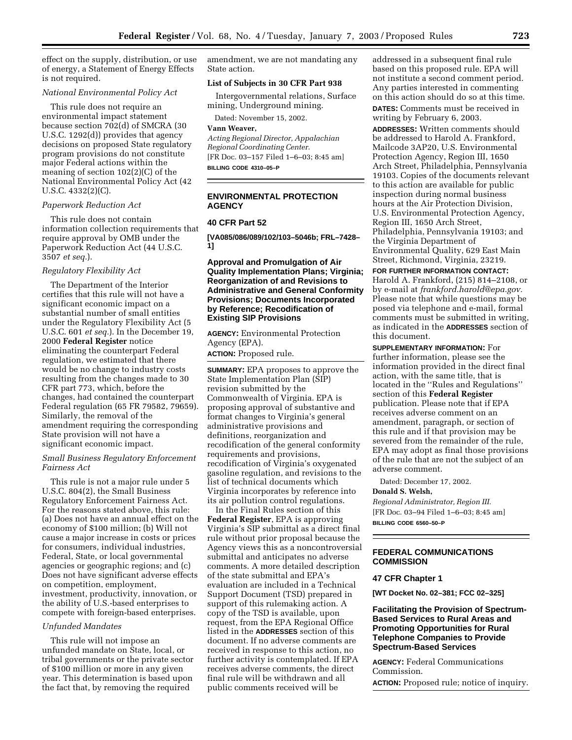effect on the supply, distribution, or use of energy, a Statement of Energy Effects is not required.

*National Environmental Policy Act*

This rule does not require an environmental impact statement because section 702(d) of SMCRA (30 U.S.C. 1292(d)) provides that agency decisions on proposed State regulatory program provisions do not constitute major Federal actions within the meaning of section 102(2)(C) of the National Environmental Policy Act (42 U.S.C. 4332(2)(C).

*Paperwork Reduction Act*

This rule does not contain information collection requirements that require approval by OMB under the Paperwork Reduction Act (44 U.S.C. 3507 *et seq.*).

*Regulatory Flexibility Act*

The Department of the Interior certifies that this rule will not have a significant economic impact on a substantial number of small entities under the Regulatory Flexibility Act (5 U.S.C. 601 *et seq.*). In the December 19, 2000 **Federal Register** notice eliminating the counterpart Federal regulation, we estimated that there would be no change to industry costs resulting from the changes made to 30 CFR part 773, which, before the changes, had contained the counterpart Federal regulation (65 FR 79582, 79659). Similarly, the removal of the amendment requiring the corresponding State provision will not have a significant economic impact.

*Small Business Regulatory Enforcement Fairness Act*

This rule is not a major rule under 5 U.S.C. 804(2), the Small Business Regulatory Enforcement Fairness Act. For the reasons stated above, this rule: (a) Does not have an annual effect on the economy of $100 million; (b) Will not cause a major increase in costs or prices for consumers, individual industries, Federal, State, or local governmental agencies or geographic regions; and (c) Does not have significant adverse effects on competition, employment, investment, productivity, innovation, or the ability of U.S.-based enterprises to compete with foreign-based enterprises.

*Unfunded Mandates*

This rule will not impose an unfunded mandate on State, local, or tribal governments or the private sector of $100 million or more in any given year. This determination is based upon the fact that, by removing the required amendment, we are not mandating any State action.

**List of Subjects in 30 CFR Part 938**

Intergovernmental relations, Surface mining, Underground mining.

Dated: November 15, 2002.

**Vann Weaver,**

*Acting Regional Director, Appalachian Regional Coordinating Center.*

[FR Doc. 03–157 Filed 1–6–03; 8:45 am]

**BILLING CODE 4310–05–P**

## ENVIRONMENTAL PROTECTION AGENCY

### 40 CFR Part 52

**[VA085/086/089/102/103–5046b; FRL–7428–1]**

### Approval and Promulgation of Air Quality Implementation Plans; Virginia; Reorganization of and Revisions to Administrative and General Conformity Provisions; Documents Incorporated by Reference; Recodification of Existing SIP Provisions

**AGENCY:** Environmental Protection Agency (EPA).

**ACTION:** Proposed rule.

**SUMMARY:** EPA proposes to approve the State Implementation Plan (SIP) revision submitted by the Commonwealth of Virginia. EPA is proposing approval of substantive and format changes to Virginia's general administrative provisions and definitions, reorganization and recodification of the general conformity requirements and provisions, recodification of Virginia's oxygenated gasoline regulation, and revisions to the list of technical documents which Virginia incorporates by reference into its air pollution control regulations.

In the Final Rules section of this **Federal Register**, EPA is approving Virginia's SIP submittal as a direct final rule without prior proposal because the Agency views this as a noncontroversial submittal and anticipates no adverse comments. A more detailed description of the state submittal and EPA's evaluation are included in a Technical Support Document (TSD) prepared in support of this rulemaking action. A copy of the TSD is available, upon request, from the EPA Regional Office listed in the **ADDRESSES** section of this document. If no adverse comments are received in response to this action, no further activity is contemplated. If EPA receives adverse comments, the direct final rule will be withdrawn and all public comments received will be addressed in a subsequent final rule based on this proposed rule. EPA will not institute a second comment period. Any parties interested in commenting on this action should do so at this time.

**DATES:** Comments must be received in writing by February 6, 2003.

**ADDRESSES:** Written comments should be addressed to Harold A. Frankford, Mailcode 3AP20, U.S. Environmental Protection Agency, Region III, 1650 Arch Street, Philadelphia, Pennsylvania 19103. Copies of the documents relevant to this action are available for public inspection during normal business hours at the Air Protection Division, U.S. Environmental Protection Agency, Region III, 1650 Arch Street, Philadelphia, Pennsylvania 19103; and the Virginia Department of Environmental Quality, 629 East Main Street, Richmond, Virginia, 23219.

**FOR FURTHER INFORMATION CONTACT:** Harold A. Frankford, (215) 814–2108, or by e-mail at *frankford.harold@epa.gov.* Please note that while questions may be posed via telephone and e-mail, formal comments must be submitted in writing, as indicated in the **ADDRESSES** section of this document.

**SUPPLEMENTARY INFORMATION:** For further information, please see the information provided in the direct final action, with the same title, that is located in the "Rules and Regulations" section of this **Federal Register** publication. Please note that if EPA receives adverse comment on an amendment, paragraph, or section of this rule and if that provision may be severed from the remainder of the rule, EPA may adopt as final those provisions of the rule that are not the subject of an adverse comment.

Dated: December 17, 2002.

**Donald S. Welsh,**

*Regional Administrator, Region III.*

[FR Doc. 03–94 Filed 1–6–03; 8:45 am]

**BILLING CODE 6560–50–P**

## FEDERAL COMMUNICATIONS COMMISSION

### 47 CFR Chapter 1

**[WT Docket No. 02–381; FCC 02–325]**

### Facilitating the Provision of Spectrum-Based Services to Rural Areas and Promoting Opportunities for Rural Telephone Companies to Provide Spectrum-Based Services

**AGENCY:** Federal Communications Commission.

**ACTION:** Proposed rule; notice of inquiry.